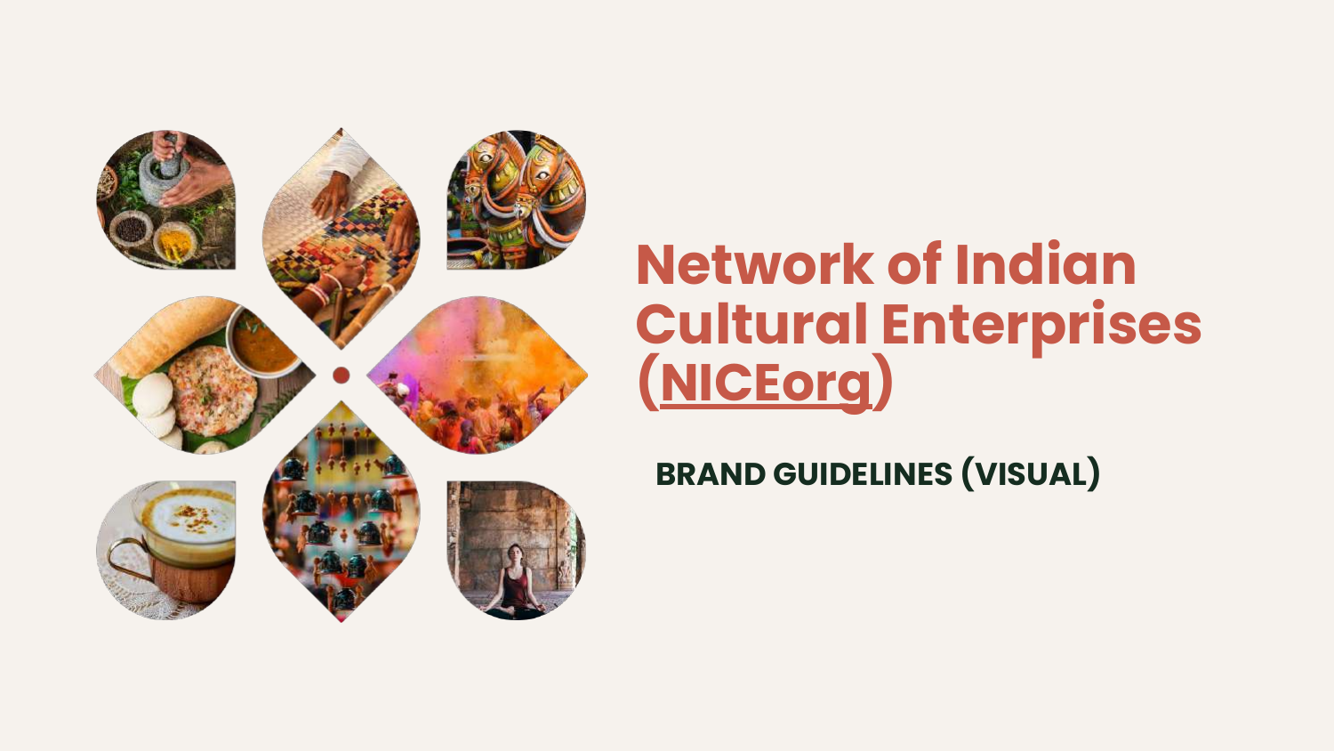# Network of Indian Cultural Enterprises (NICEorg)

## BRAND GUIDELINES (VISUAL)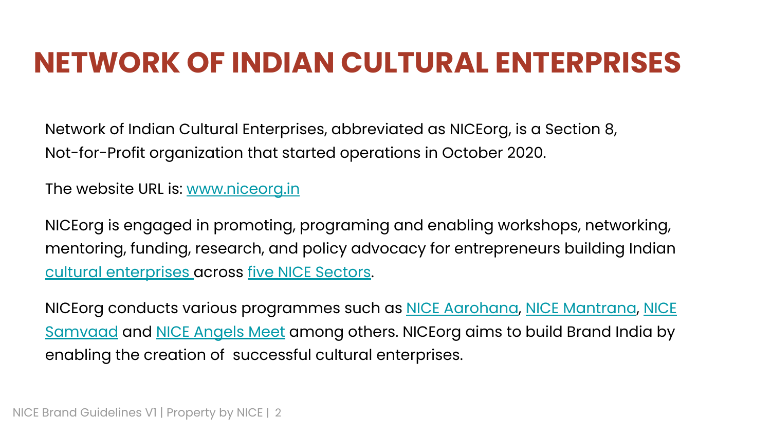# NETWORK OF INDIAN CULTURAL ENTERPRISES

Network of Indian Cultural Enterprises, abbreviated as NICEorg, is a Section 8, Not-for-Profit organization that started operations in October 2020.

The website URL is: www.niceorg.in

NICEorg is engaged in promoting, programing and enabling workshops, networking, mentoring, funding, research, and policy advocacy for entrepreneurs building Indian cultural enterprises across five NICE Sectors.

NICEorg conducts various programmes such as NICE Aarohana, NICE Mantrana, NICE Samvaad and NICE Angels Meet among others. NICEorg aims to build Brand India by enabling the creation of  successful cultural enterprises.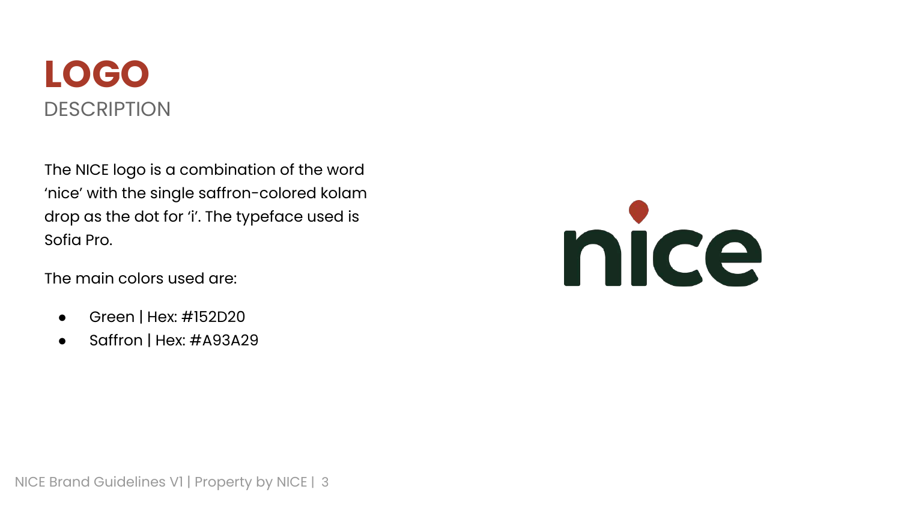# LOGO

## DESCRIPTION

The NICE logo is a combination of the word 'nice' with the single saffron-colored kolam drop as the dot for 'i'. The typeface used is Sofia Pro.

The main colors used are:

- Green | Hex: #152D20
- Saffron | Hex: #A93A29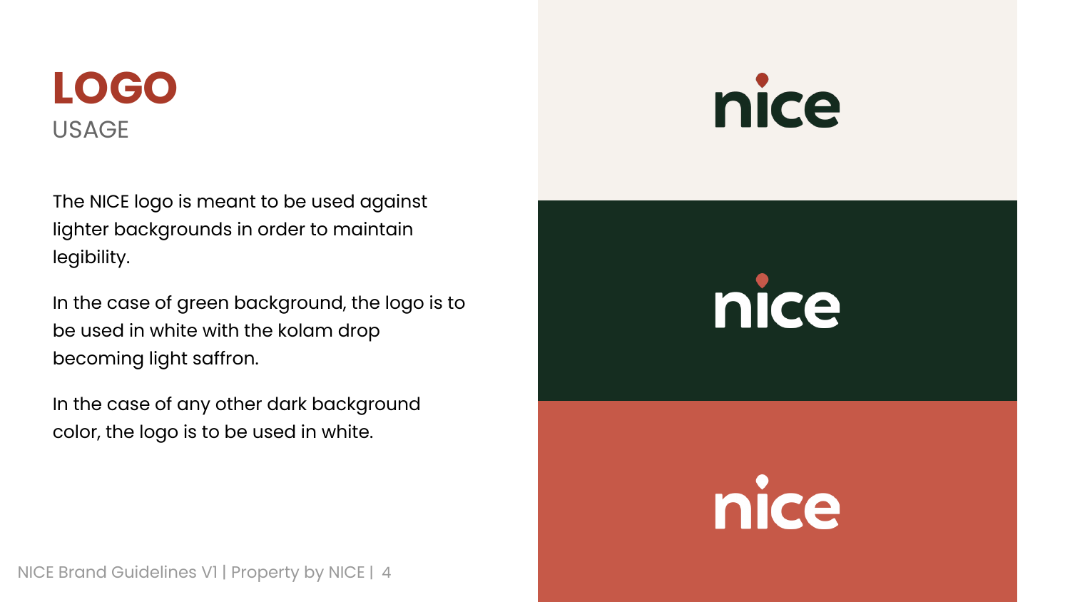# LOGO
## USAGE

The NICE logo is meant to be used against lighter backgrounds in order to maintain legibility.

In the case of green background, the logo is to be used in white with the kolam drop becoming light saffron.

In the case of any other dark background color, the logo is to be used in white.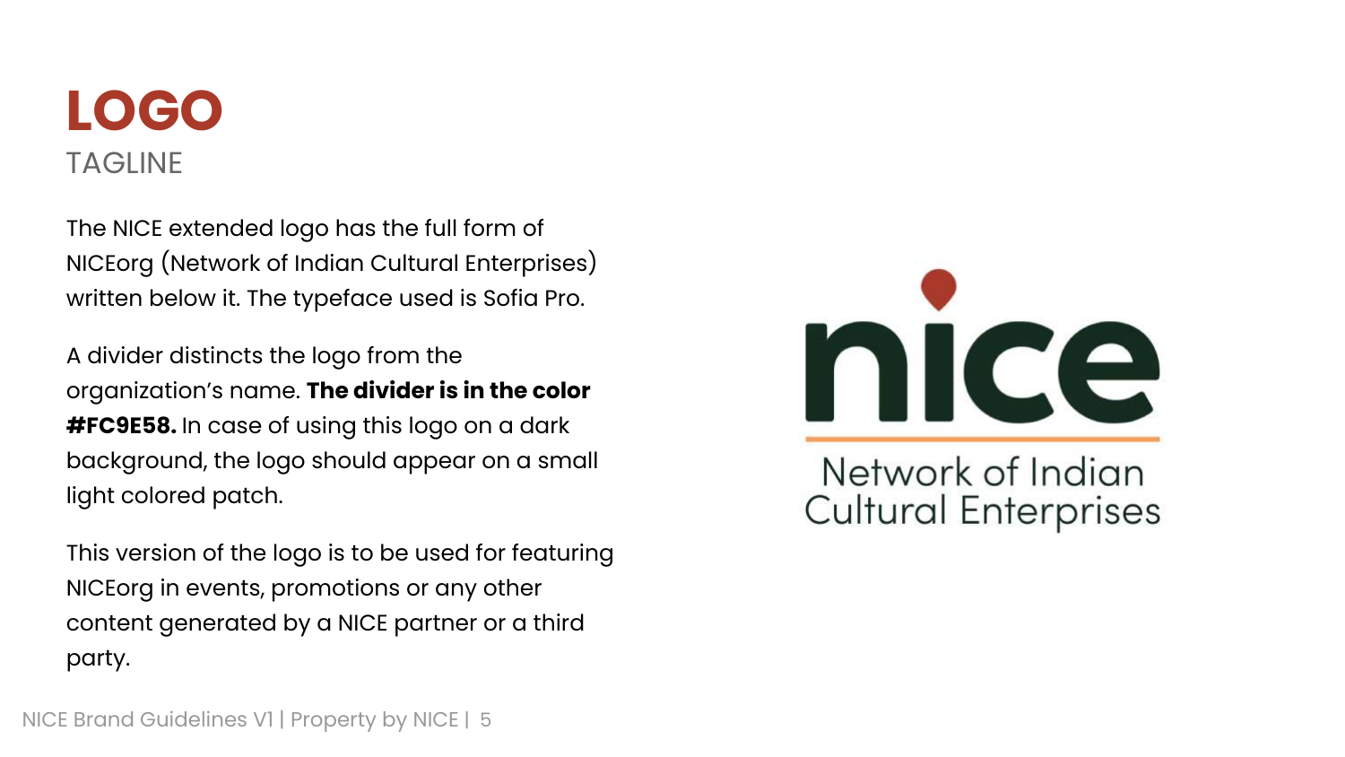# LOGO

## TAGLINE

The NICE extended logo has the full form of NICEorg (Network of Indian Cultural Enterprises) written below it. The typeface used is Sofia Pro.

A divider distincts the logo from the organization's name. **The divider is in the color #FC9E58.** In case of using this logo on a dark background, the logo should appear on a small light colored patch.

This version of the logo is to be used for featuring NICEorg in events, promotions or any other content generated by a NICE partner or a third party.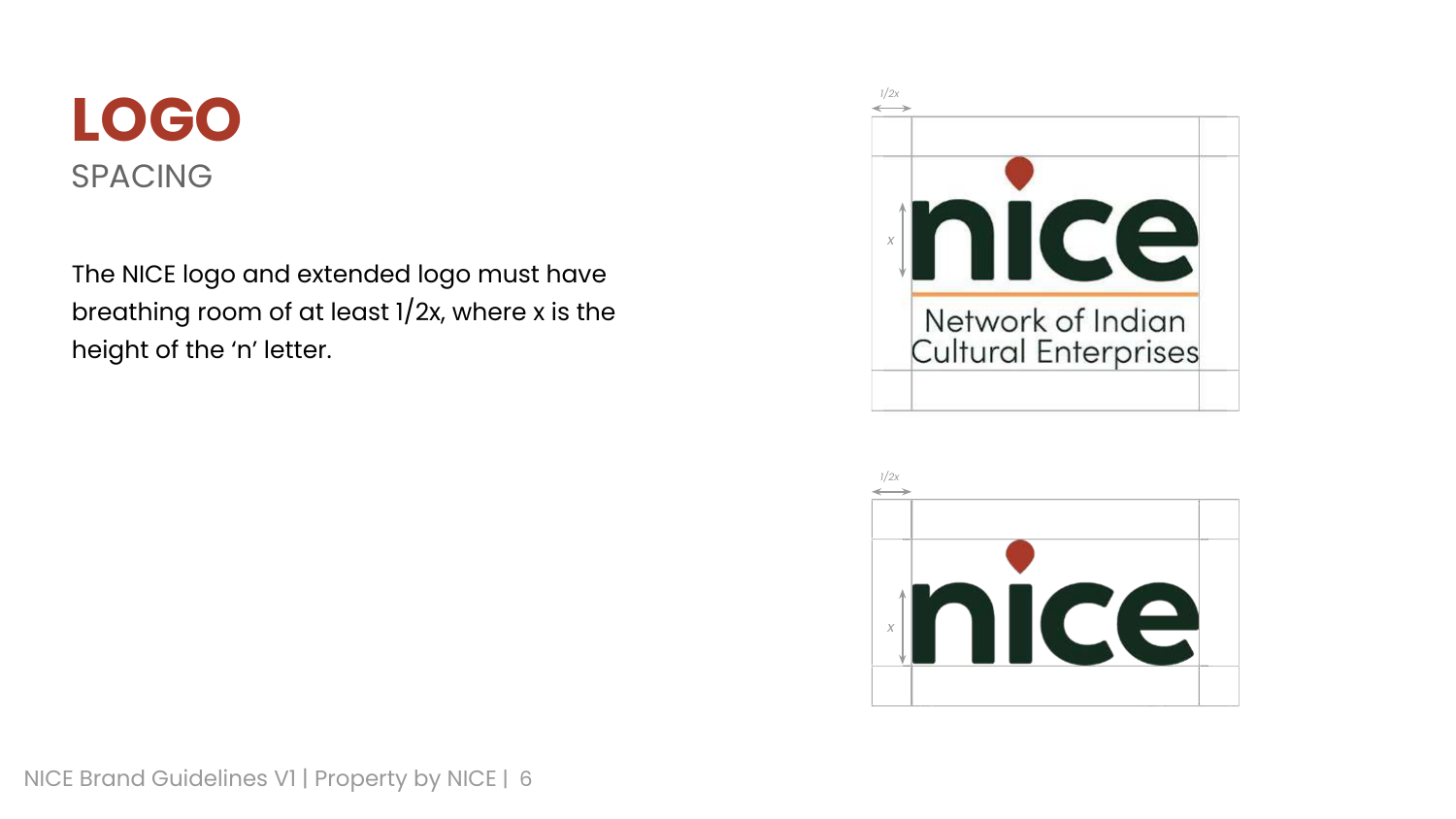# LOGO

## SPACING

The NICE logo and extended logo must have breathing room of at least 1/2x, where x is the height of the 'n' letter.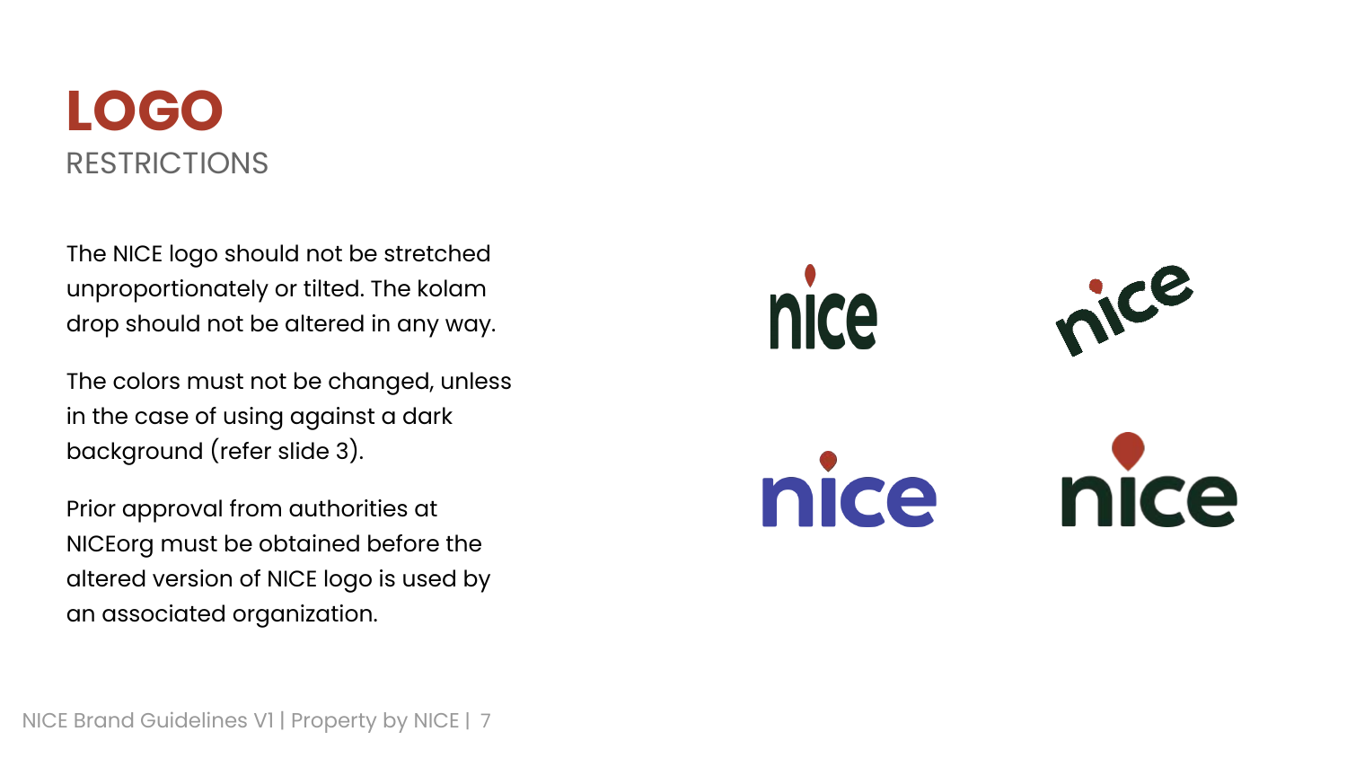# LOGO

## RESTRICTIONS

The NICE logo should not be stretched unproportionately or tilted. The kolam drop should not be altered in any way.

The colors must not be changed, unless in the case of using against a dark background (refer slide 3).

Prior approval from authorities at NICEorg must be obtained before the altered version of NICE logo is used by an associated organization.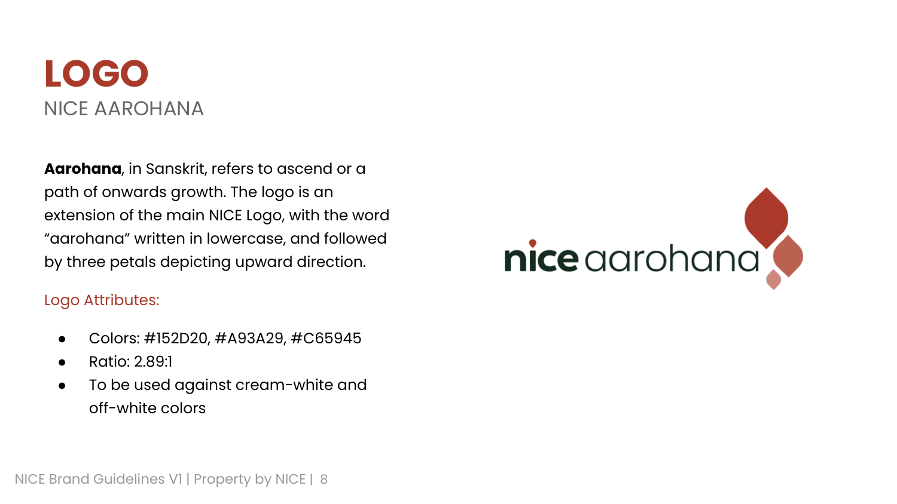# LOGO

## NICE AAROHANA

**Aarohana**, in Sanskrit, refers to ascend or a path of onwards growth. The logo is an extension of the main NICE Logo, with the word “aarohana” written in lowercase, and followed by three petals depicting upward direction.

Logo Attributes:

- Colors: #152D20, #A93A29, #C65945
- Ratio: 2.89:1
- To be used against cream-white and off-white colors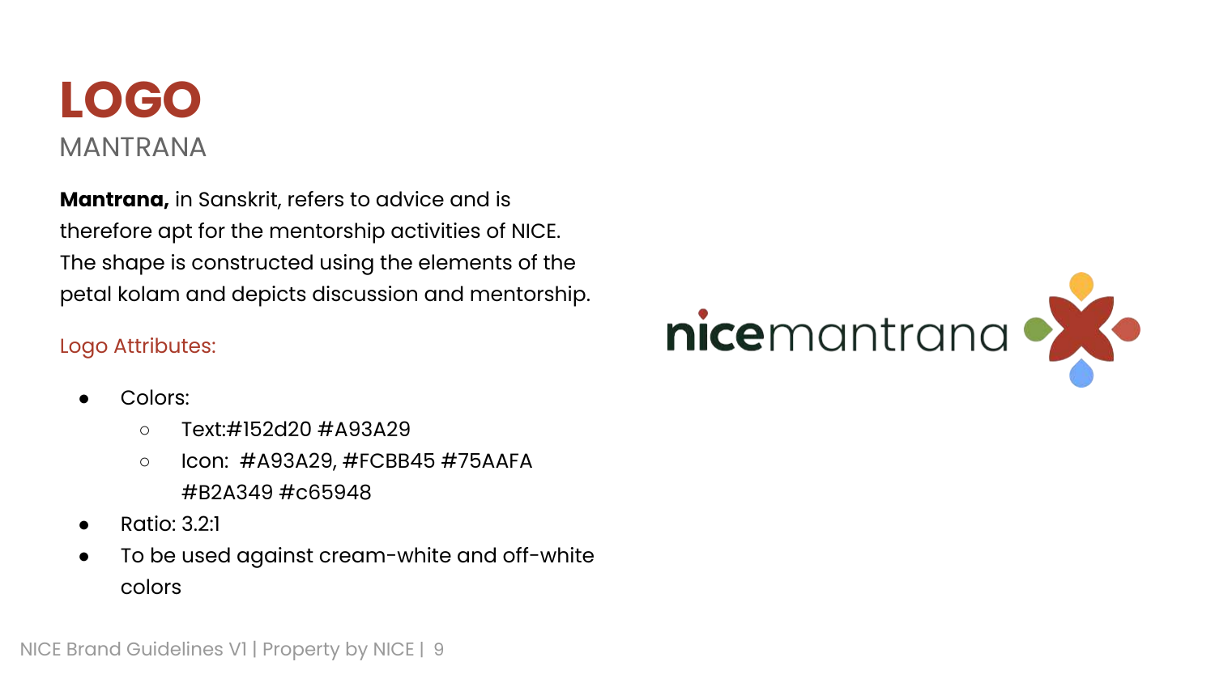# LOGO

## MANTRANA

**Mantrana,** in Sanskrit, refers to advice and is therefore apt for the mentorship activities of NICE. The shape is constructed using the elements of the petal kolam and depicts discussion and mentorship.

Logo Attributes:

- Colors:
  - Text:#152d20 #A93A29
  - Icon: #A93A29, #FCBB45 #75AAFA #B2A349 #c65948
- Ratio: 3.2:1
- To be used against cream-white and off-white colors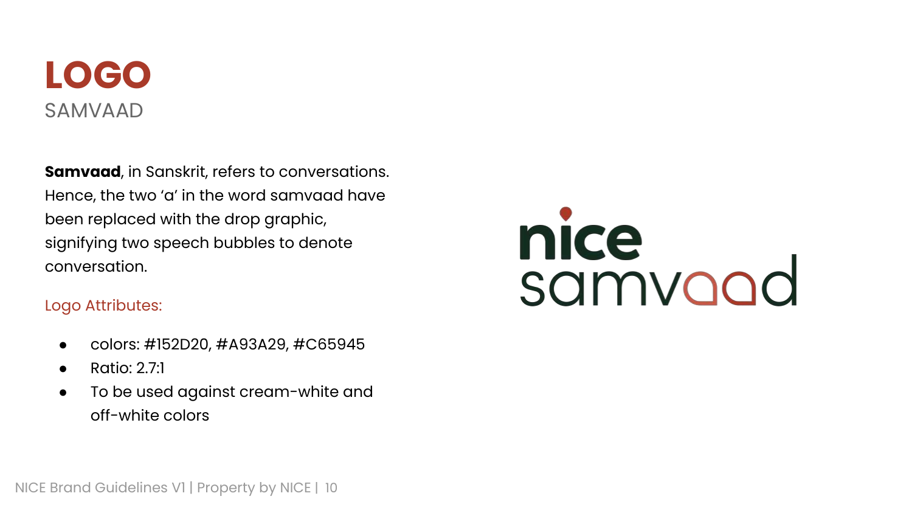# LOGO

SAMVAAD

**Samvaad**, in Sanskrit, refers to conversations. Hence, the two 'a' in the word samvaad have been replaced with the drop graphic, signifying two speech bubbles to denote conversation.

Logo Attributes:

- colors: #152D20, #A93A29, #C65945
- Ratio: 2.7:1
- To be used against cream-white and off-white colors

nice samvaad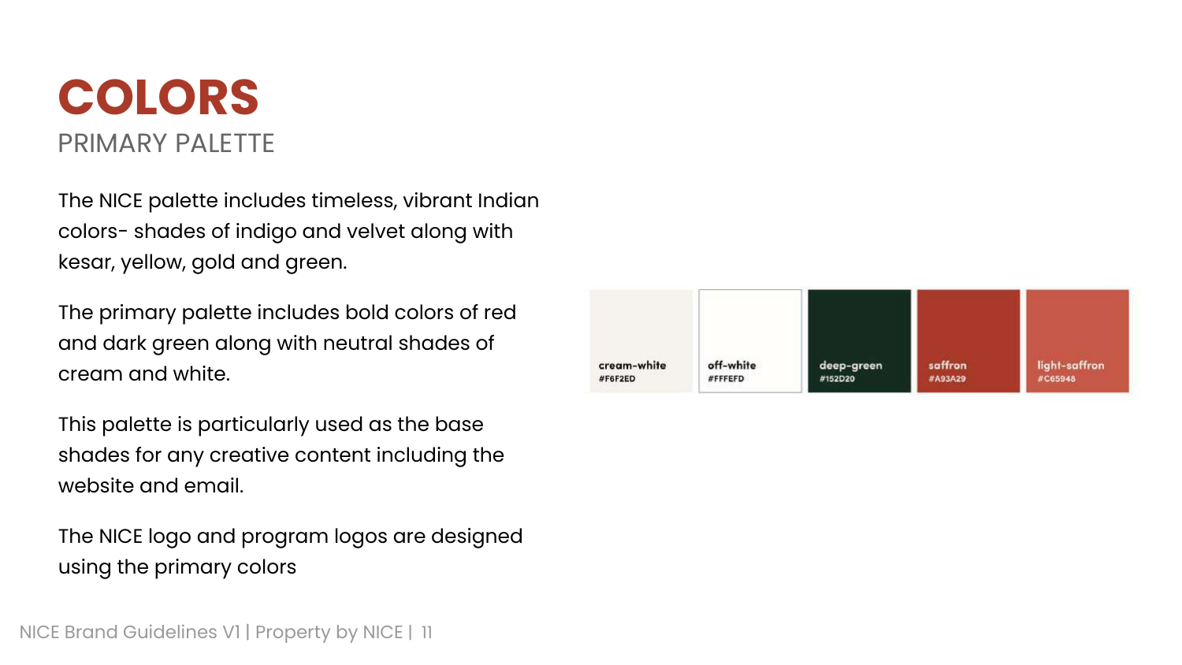# COLORS

## PRIMARY PALETTE

The NICE palette includes timeless, vibrant Indian colors- shades of indigo and velvet along with kesar, yellow, gold and green.

The primary palette includes bold colors of red and dark green along with neutral shades of cream and white.

This palette is particularly used as the base shades for any creative content including the website and email.

The NICE logo and program logos are designed using the primary colors

| cream-white | off-white | deep-green | saffron | light-saffron |
|---|---|---|---|---|
| #F6F2ED | #FFFEFD | #152D20 | #A93A29 | #C65948 |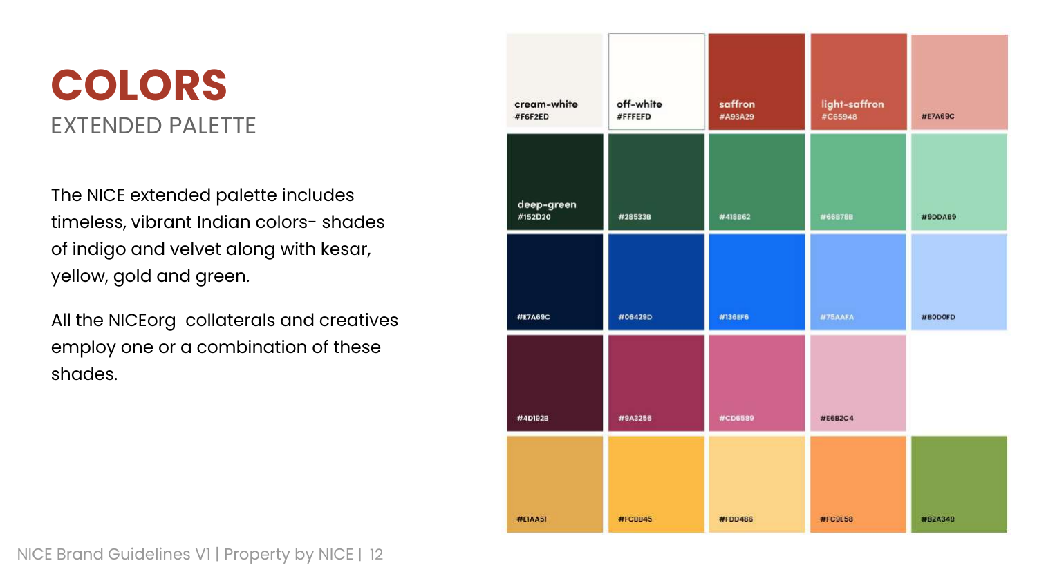# COLORS

## EXTENDED PALETTE

The NICE extended palette includes timeless, vibrant Indian colors- shades of indigo and velvet along with kesar, yellow, gold and green.

All the NICEorg collaterals and creatives employ one or a combination of these shades.

| | | | | |
|---|---|---|---|---|
| cream-white #F6F2ED | off-white #FFFEFD | saffron #A93A29 | light-saffron #C65948 | #E7A69C |
| deep-green #152D20 | #28533B | #418B62 | #66B78B | #9DDAB9 |
| #E7A69C | #06429D | #136EF6 | #75AAFA | #B0D0FD |
| #4D192B | #9A3256 | #CD6589 | #E6B2C4 | |
| #E1AA51 | #FCBB45 | #FDD486 | #FC9E58 | #82A349 |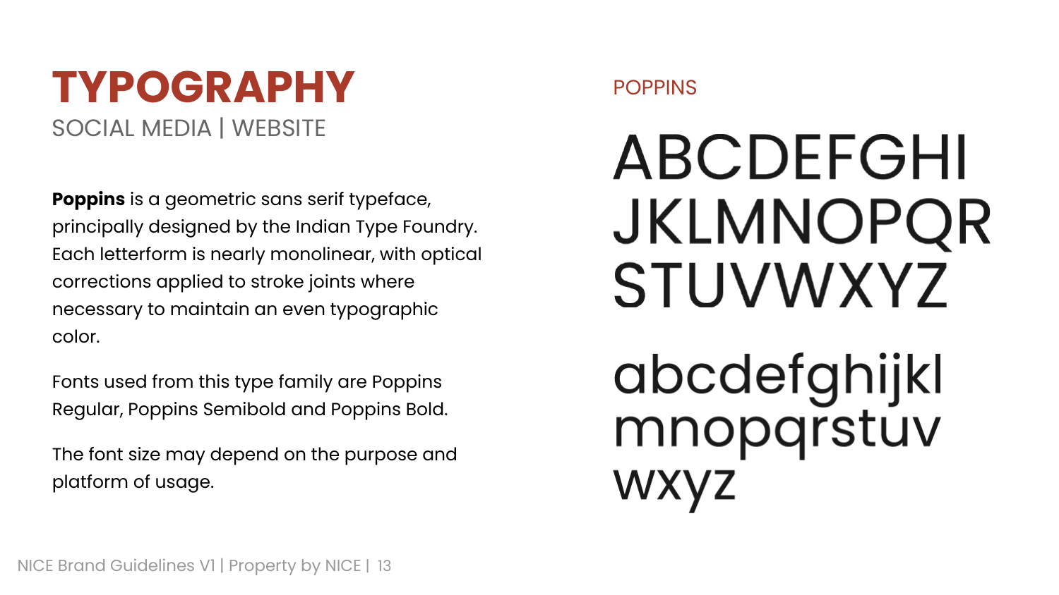# TYPOGRAPHY

SOCIAL MEDIA | WEBSITE

**Poppins** is a geometric sans serif typeface, principally designed by the Indian Type Foundry. Each letterform is nearly monolinear, with optical corrections applied to stroke joints where necessary to maintain an even typographic color.

Fonts used from this type family are Poppins Regular, Poppins Semibold and Poppins Bold.

The font size may depend on the purpose and platform of usage.

POPPINS

ABCDEFGHI
JKLMNOPQR
STUVWXYZ

abcdefghijkl
mnopqrstuv
wxyz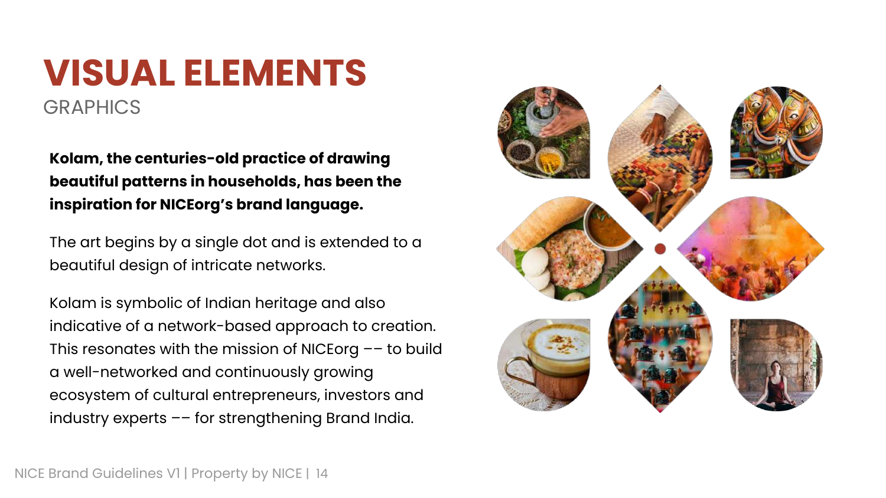# VISUAL ELEMENTS

## GRAPHICS

**Kolam, the centuries-old practice of drawing beautiful patterns in households, has been the inspiration for NICEorg's brand language.**

The art begins by a single dot and is extended to a beautiful design of intricate networks.

Kolam is symbolic of Indian heritage and also indicative of a network-based approach to creation. This resonates with the mission of NICEorg –– to build a well-networked and continuously growing ecosystem of cultural entrepreneurs, investors and industry experts –– for strengthening Brand India.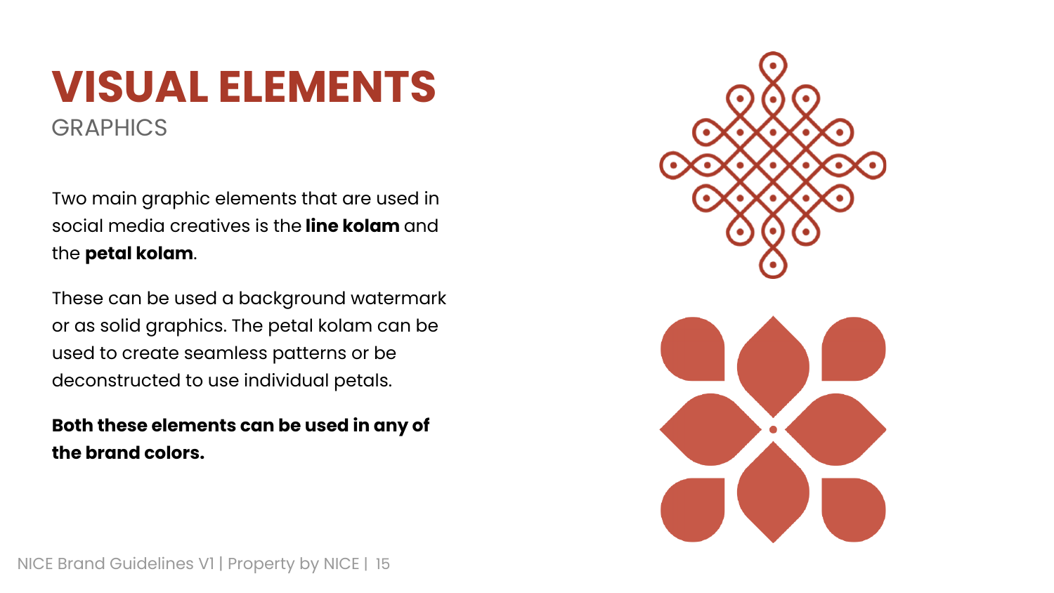# VISUAL ELEMENTS

## GRAPHICS

Two main graphic elements that are used in social media creatives is the **line kolam** and the **petal kolam**.

These can be used a background watermark or as solid graphics. The petal kolam can be used to create seamless patterns or be deconstructed to use individual petals.

**Both these elements can be used in any of the brand colors.**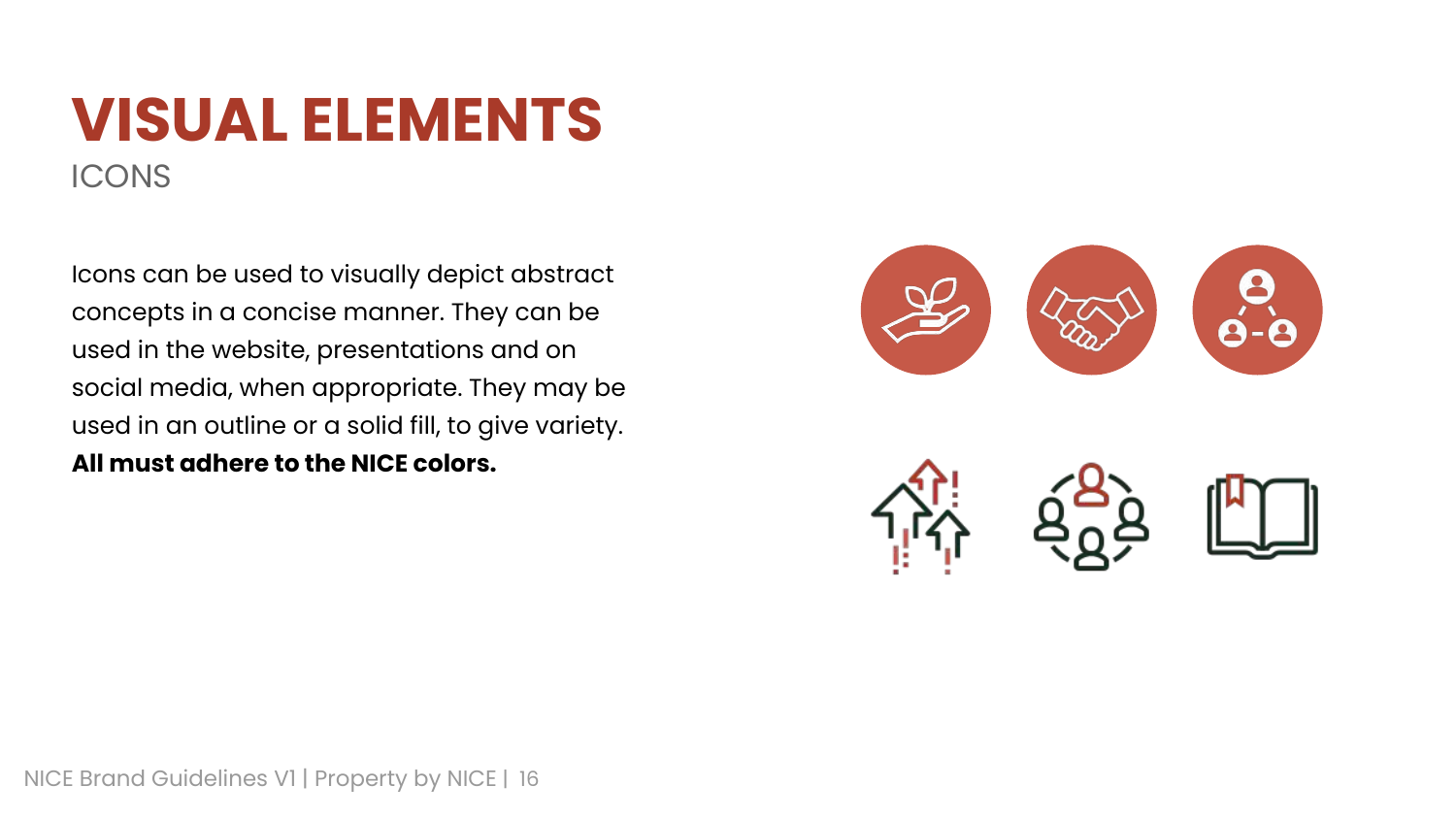# VISUAL ELEMENTS

## ICONS

Icons can be used to visually depict abstract concepts in a concise manner. They can be used in the website, presentations and on social media, when appropriate. They may be used in an outline or a solid fill, to give variety. **All must adhere to the NICE colors.**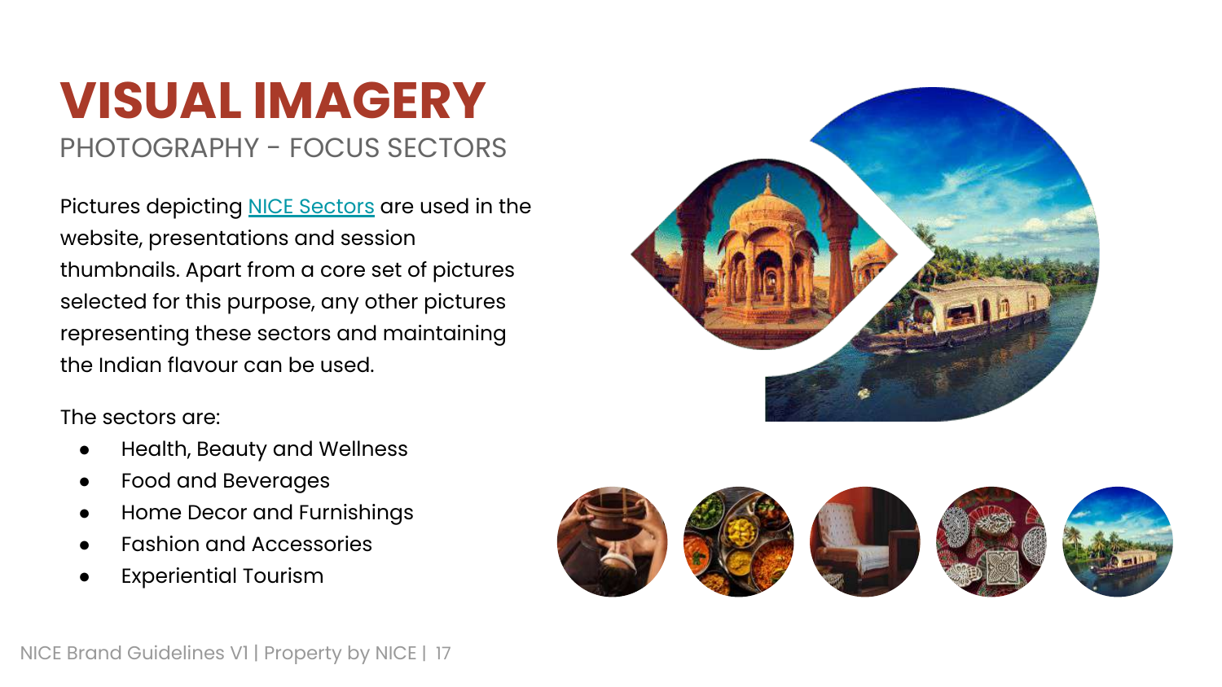# VISUAL IMAGERY

## PHOTOGRAPHY - FOCUS SECTORS

Pictures depicting NICE Sectors are used in the website, presentations and session thumbnails. Apart from a core set of pictures selected for this purpose, any other pictures representing these sectors and maintaining the Indian flavour can be used.

The sectors are:

- Health, Beauty and Wellness
- Food and Beverages
- Home Decor and Furnishings
- Fashion and Accessories
- Experiential Tourism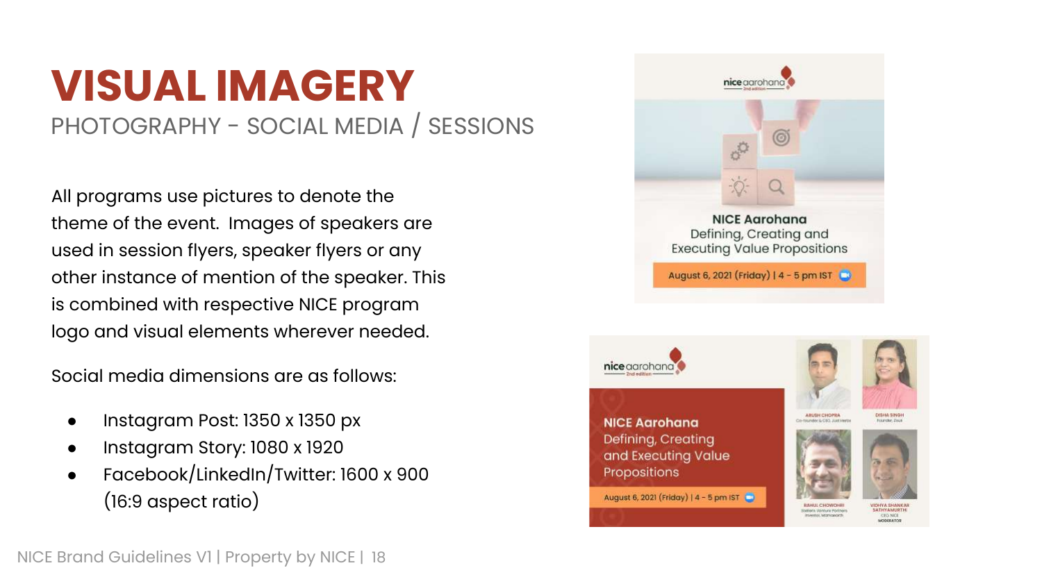# VISUAL IMAGERY

## PHOTOGRAPHY - SOCIAL MEDIA / SESSIONS

All programs use pictures to denote the theme of the event. Images of speakers are used in session flyers, speaker flyers or any other instance of mention of the speaker. This is combined with respective NICE program logo and visual elements wherever needed.

Social media dimensions are as follows:

- Instagram Post: 1350 x 1350 px
- Instagram Story: 1080 x 1920
- Facebook/LinkedIn/Twitter: 1600 x 900 (16:9 aspect ratio)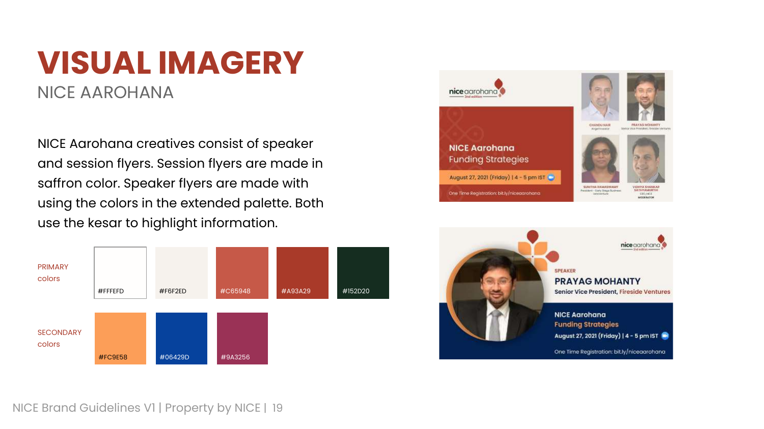# VISUAL IMAGERY

## NICE AAROHANA

NICE Aarohana creatives consist of speaker and session flyers. Session flyers are made in saffron color. Speaker flyers are made with using the colors in the extended palette. Both use the kesar to highlight information.

| | | | | | |
|---|---|---|---|---|---|
| PRIMARY colors | #FFFEFD | #F6F2ED | #C65948 | #A93A29 | #152D20 |
| SECONDARY colors | #FC9E58 | #06429D | #9A3256 | | |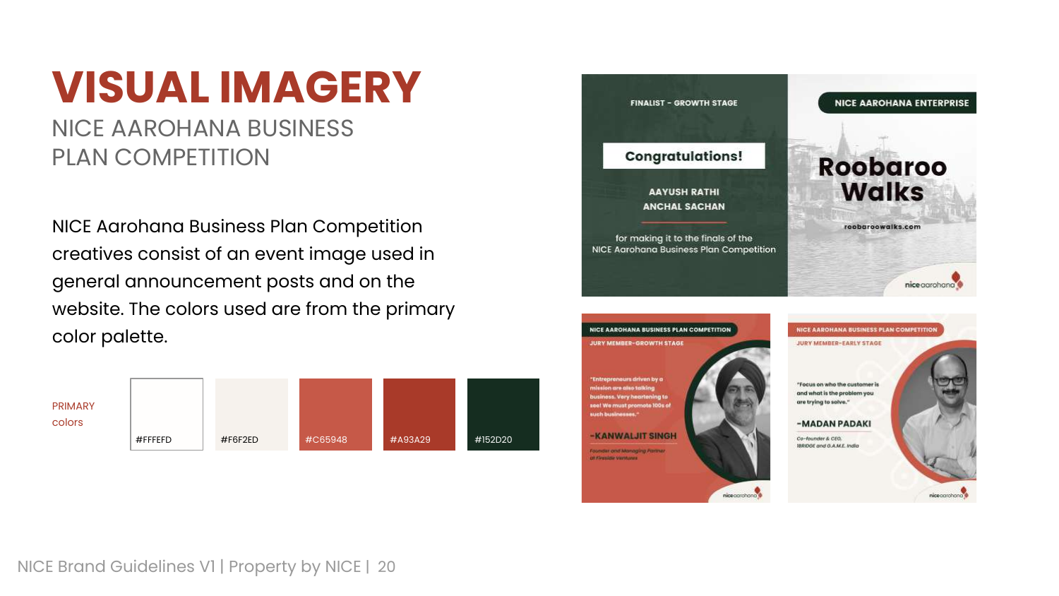# VISUAL IMAGERY

## NICE AAROHANA BUSINESS PLAN COMPETITION

NICE Aarohana Business Plan Competition creatives consist of an event image used in general announcement posts and on the website. The colors used are from the primary color palette.

PRIMARY colors

| #FFFEFD | #F6F2ED | #C65948 | #A93A29 | #152D20 |
|---|---|---|---|---|

FINALIST - GROWTH STAGE

Congratulations!

AAYUSH RATHI
ANCHAL SACHAN

for making it to the finals of the NICE Aarohana Business Plan Competition

NICE AAROHANA ENTERPRISE

Roobaroo Walks

roobaroowalks.com

niceaarohana

NICE AAROHANA BUSINESS PLAN COMPETITION

JURY MEMBER-GROWTH STAGE

"Entrepreneurs driven by a mission are also talking business. Very heartening to see! We must promote 100s of such businesses."

-KANWALJIT SINGH

Founder and Managing Partner at Fireside Ventures

niceaarohana

NICE AAROHANA BUSINESS PLAN COMPETITION

JURY MEMBER-EARLY STAGE

"Focus on who the customer is and what is the problem you are trying to solve."

-MADAN PADAKI

Co-founder & CEO, 1BRIDGE and G.A.M.E. India

niceaarohana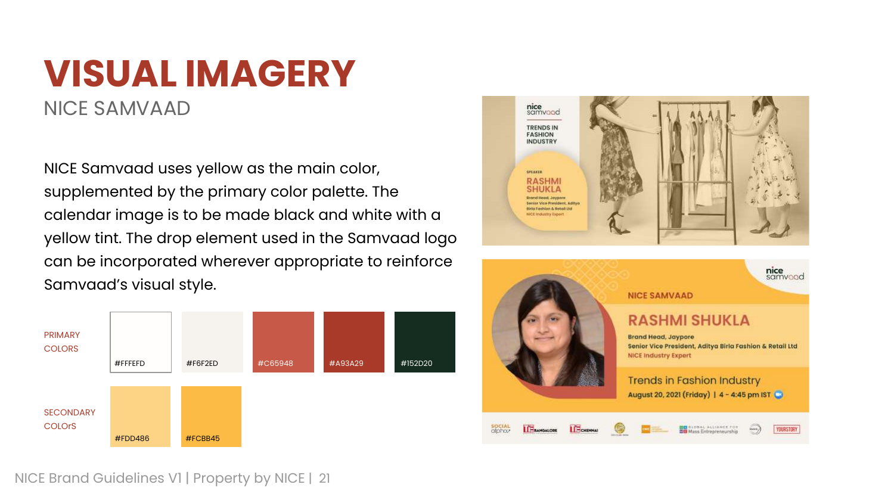# VISUAL IMAGERY

## NICE SAMVAAD

NICE Samvaad uses yellow as the main color, supplemented by the primary color palette. The calendar image is to be made black and white with a yellow tint. The drop element used in the Samvaad logo can be incorporated wherever appropriate to reinforce Samvaad's visual style.

PRIMARY COLORS

- #FFFEFD
- #F6F2ED
- #C65948
- #A93A29
- #152D20

SECONDARY COLOrS

- #FDD486
- #FCBB45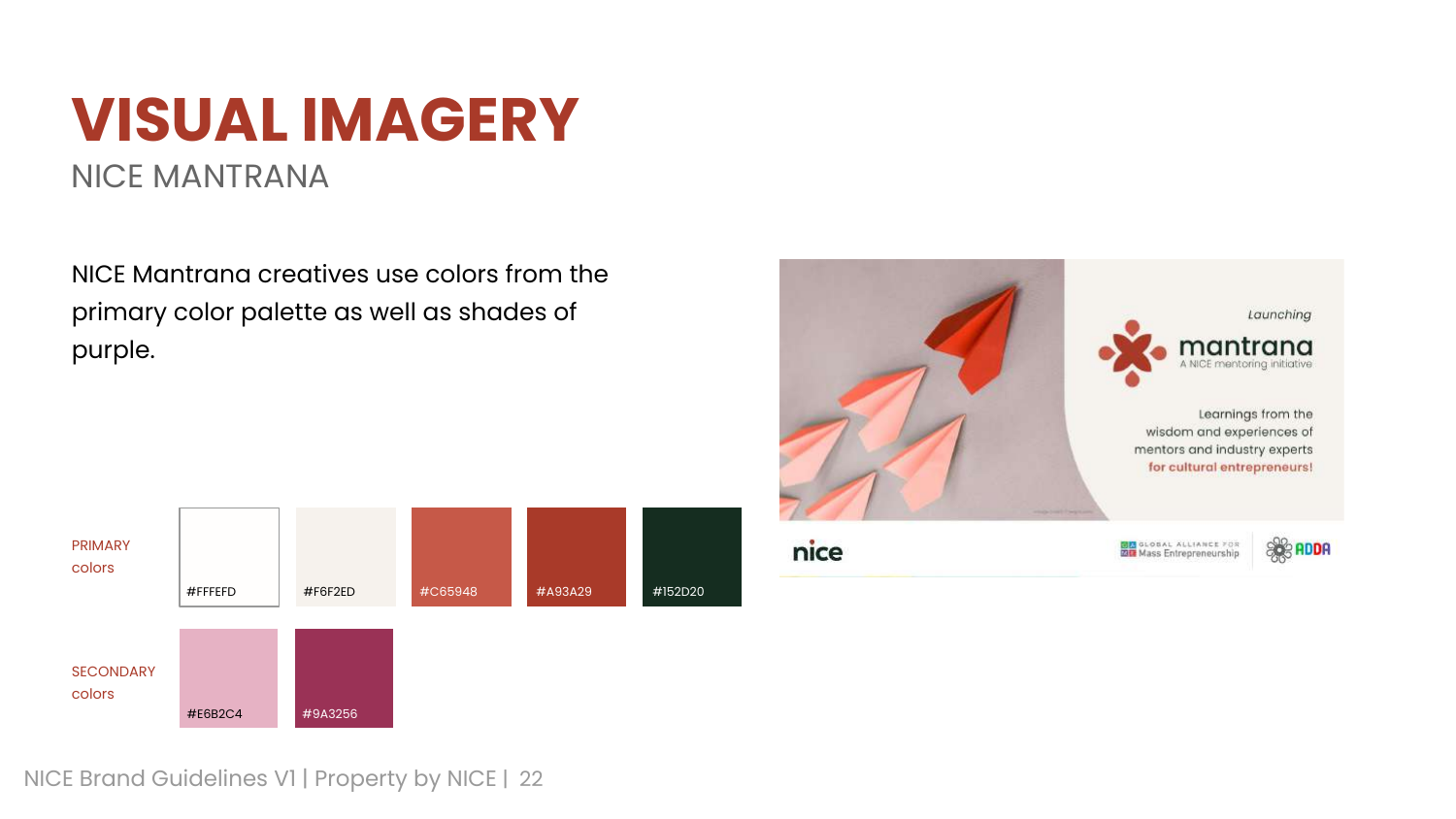# VISUAL IMAGERY

## NICE MANTRANA

NICE Mantrana creatives use colors from the primary color palette as well as shades of purple.

PRIMARY colors

#FFFEFD | #F6F2ED | #C65948 | #A93A29 | #152D20

SECONDARY colors

#E6B2C4 | #9A3256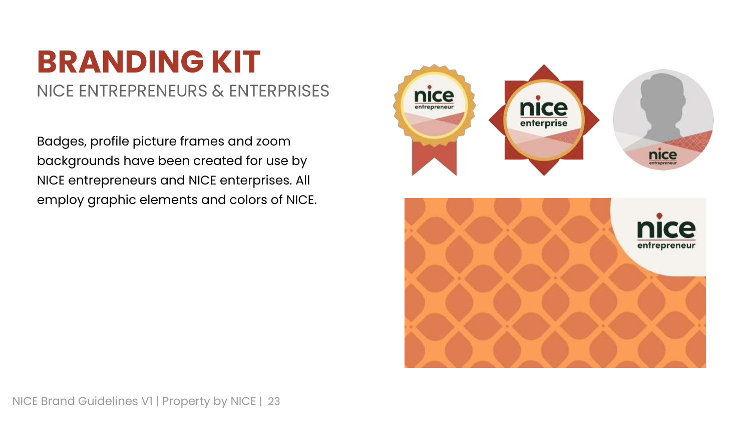# BRANDING KIT

NICE ENTREPRENEURS & ENTERPRISES

Badges, profile picture frames and zoom backgrounds have been created for use by NICE entrepreneurs and NICE enterprises. All employ graphic elements and colors of NICE.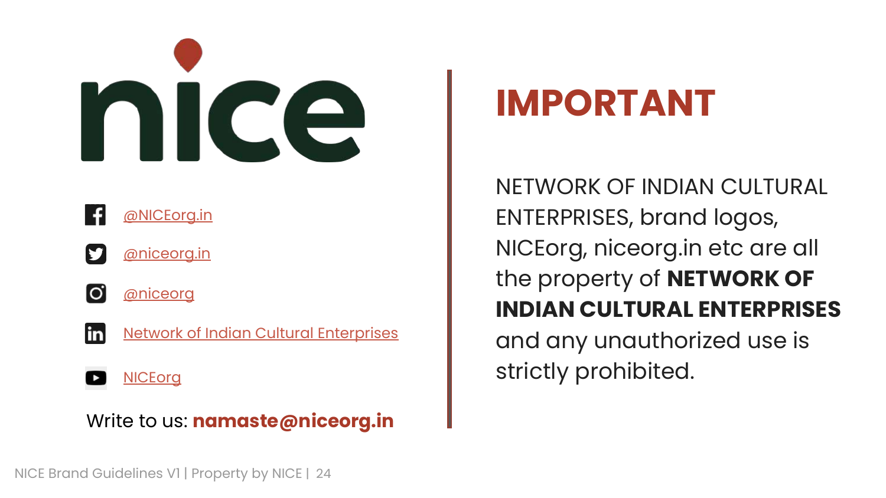nice

@NICEorg.in

@niceorg.in

@niceorg

Network of Indian Cultural Enterprises

NICEorg

Write to us: **namaste@niceorg.in**

# IMPORTANT

NETWORK OF INDIAN CULTURAL ENTERPRISES, brand logos, NICEorg, niceorg.in etc are all the property of **NETWORK OF INDIAN CULTURAL ENTERPRISES** and any unauthorized use is strictly prohibited.